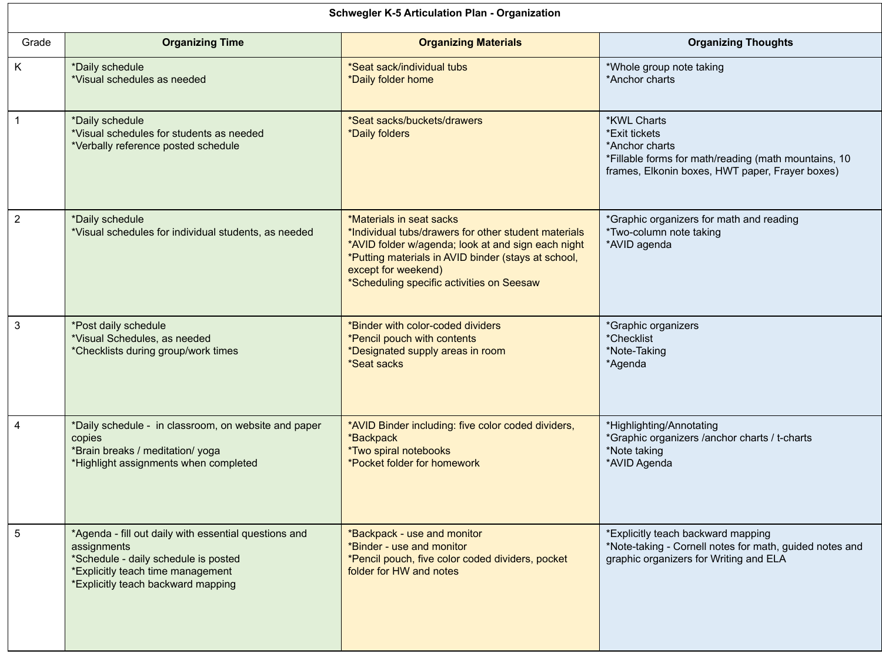| Schwegler K-5 Articulation Plan - Organization | | | |
|---|---|---|---|
| Grade | Organizing Time | Organizing Materials | Organizing Thoughts |
| K | *Daily schedule<br>*Visual schedules as needed | *Seat sack/individual tubs<br>*Daily folder home | *Whole group note taking<br>*Anchor charts |
| 1 | *Daily schedule<br>*Visual schedules for students as needed<br>*Verbally reference posted schedule | *Seat sacks/buckets/drawers<br>*Daily folders | *KWL Charts<br>*Exit tickets<br>*Anchor charts<br>*Fillable forms for math/reading (math mountains, 10 frames, Elkonin boxes, HWT paper, Frayer boxes) |
| 2 | *Daily schedule<br>*Visual schedules for individual students, as needed | *Materials in seat sacks<br>*Individual tubs/drawers for other student materials<br>*AVID folder w/agenda; look at and sign each night<br>*Putting materials in AVID binder (stays at school, except for weekend)<br>*Scheduling specific activities on Seesaw | *Graphic organizers for math and reading<br>*Two-column note taking<br>*AVID agenda |
| 3 | *Post daily schedule<br>*Visual Schedules, as needed<br>*Checklists during group/work times | *Binder with color-coded dividers<br>*Pencil pouch with contents<br>*Designated supply areas in room<br>*Seat sacks | *Graphic organizers<br>*Checklist<br>*Note-Taking<br>*Agenda |
| 4 | *Daily schedule - in classroom, on website and paper copies<br>*Brain breaks / meditation/ yoga<br>*Highlight assignments when completed | *AVID Binder including: five color coded dividers,<br>*Backpack<br>*Two spiral notebooks<br>*Pocket folder for homework | *Highlighting/Annotating<br>*Graphic organizers /anchor charts / t-charts<br>*Note taking<br>*AVID Agenda |
| 5 | *Agenda - fill out daily with essential questions and assignments<br>*Schedule - daily schedule is posted<br>*Explicitly teach time management<br>*Explicitly teach backward mapping | *Backpack - use and monitor<br>*Binder - use and monitor<br>*Pencil pouch, five color coded dividers, pocket folder for HW and notes | *Explicitly teach backward mapping<br>*Note-taking - Cornell notes for math, guided notes and graphic organizers for Writing and ELA |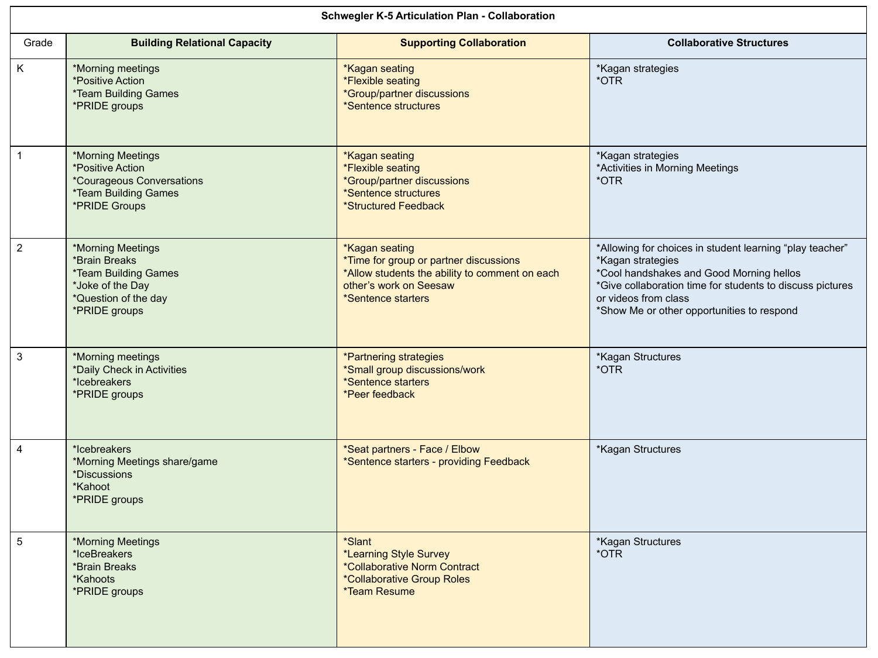| Schwegler K-5 Articulation Plan - Collaboration | | | |
|---|---|---|---|
| Grade | Building Relational Capacity | Supporting Collaboration | Collaborative Structures |
| K | *Morning meetings<br>*Positive Action<br>*Team Building Games<br>*PRIDE groups | *Kagan seating<br>*Flexible seating<br>*Group/partner discussions<br>*Sentence structures | *Kagan strategies<br>*OTR |
| 1 | *Morning Meetings<br>*Positive Action<br>*Courageous Conversations<br>*Team Building Games<br>*PRIDE Groups | *Kagan seating<br>*Flexible seating<br>*Group/partner discussions<br>*Sentence structures<br>*Structured Feedback | *Kagan strategies<br>*Activities in Morning Meetings<br>*OTR |
| 2 | *Morning Meetings<br>*Brain Breaks<br>*Team Building Games<br>*Joke of the Day<br>*Question of the day<br>*PRIDE groups | *Kagan seating<br>*Time for group or partner discussions<br>*Allow students the ability to comment on each other's work on Seesaw<br>*Sentence starters | *Allowing for choices in student learning "play teacher"<br>*Kagan strategies<br>*Cool handshakes and Good Morning hellos<br>*Give collaboration time for students to discuss pictures or videos from class<br>*Show Me or other opportunities to respond |
| 3 | *Morning meetings<br>*Daily Check in Activities<br>*Icebreakers<br>*PRIDE groups | *Partnering strategies<br>*Small group discussions/work<br>*Sentence starters<br>*Peer feedback | *Kagan Structures<br>*OTR |
| 4 | *Icebreakers<br>*Morning Meetings share/game<br>*Discussions<br>*Kahoot<br>*PRIDE groups | *Seat partners - Face / Elbow<br>*Sentence starters - providing Feedback | *Kagan Structures |
| 5 | *Morning Meetings<br>*IceBreakers<br>*Brain Breaks<br>*Kahoots<br>*PRIDE groups | *Slant<br>*Learning Style Survey<br>*Collaborative Norm Contract<br>*Collaborative Group Roles<br>*Team Resume | *Kagan Structures<br>*OTR |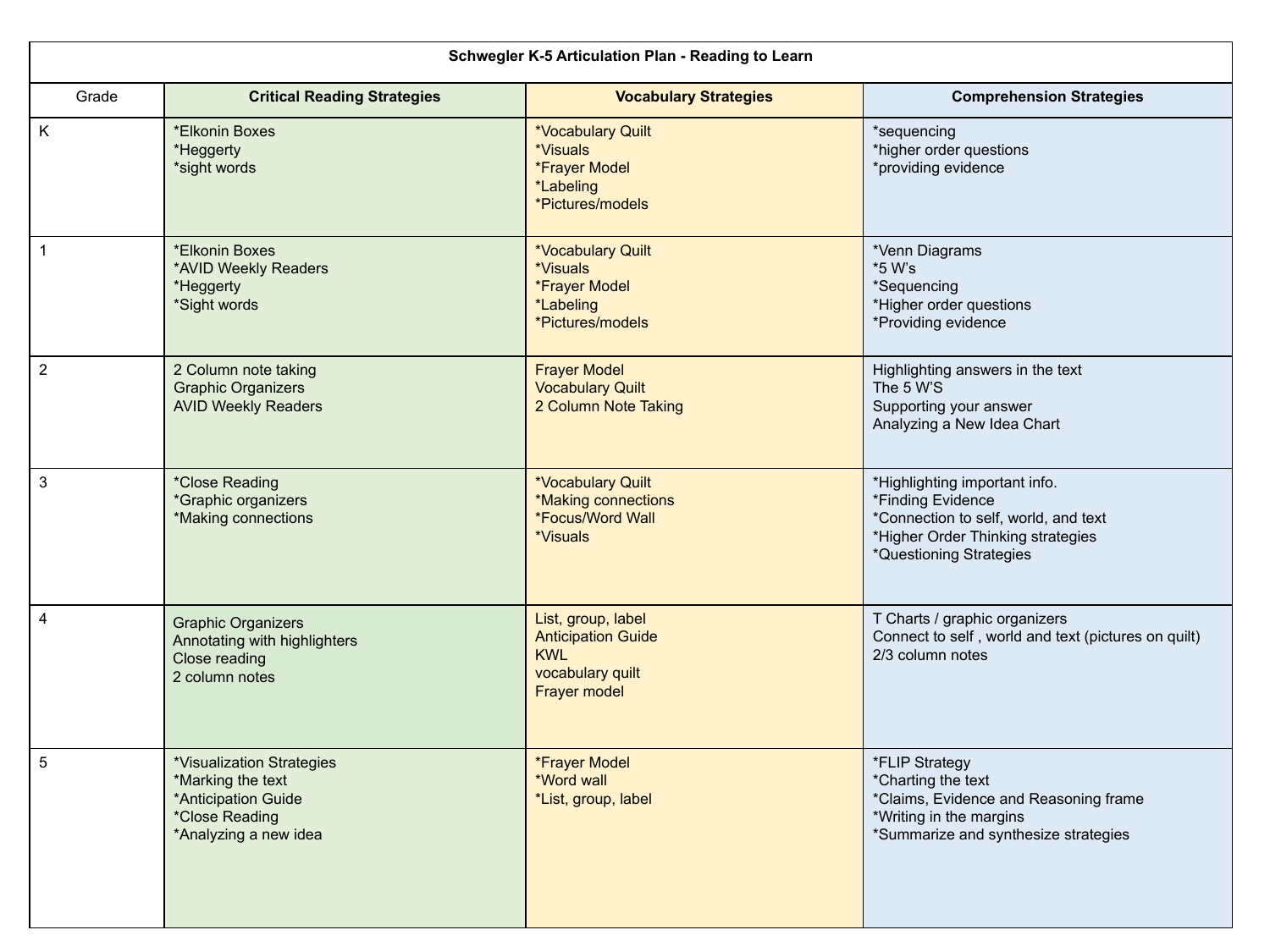| Schwegler K-5 Articulation Plan - Reading to Learn | | | |
|---|---|---|---|
| Grade | **Critical Reading Strategies** | **Vocabulary Strategies** | **Comprehension Strategies** |
| K | *Elkonin Boxes<br>*Heggerty<br>*sight words | *Vocabulary Quilt<br>*Visuals<br>*Frayer Model<br>*Labeling<br>*Pictures/models | *sequencing<br>*higher order questions<br>*providing evidence |
| 1 | *Elkonin Boxes<br>*AVID Weekly Readers<br>*Heggerty<br>*Sight words | *Vocabulary Quilt<br>*Visuals<br>*Frayer Model<br>*Labeling<br>*Pictures/models | *Venn Diagrams<br>*5 W's<br>*Sequencing<br>*Higher order questions<br>*Providing evidence |
| 2 | 2 Column note taking<br>Graphic Organizers<br>AVID Weekly Readers | Frayer Model<br>Vocabulary Quilt<br>2 Column Note Taking | Highlighting answers in the text<br>The 5 W'S<br>Supporting your answer<br>Analyzing a New Idea Chart |
| 3 | *Close Reading<br>*Graphic organizers<br>*Making connections | *Vocabulary Quilt<br>*Making connections<br>*Focus/Word Wall<br>*Visuals | *Highlighting important info.<br>*Finding Evidence<br>*Connection to self, world, and text<br>*Higher Order Thinking strategies<br>*Questioning Strategies |
| 4 | Graphic Organizers<br>Annotating with highlighters<br>Close reading<br>2 column notes | List, group, label<br>Anticipation Guide<br>KWL<br>vocabulary quilt<br>Frayer model | T Charts / graphic organizers<br>Connect to self , world and text (pictures on quilt)<br>2/3 column notes |
| 5 | *Visualization Strategies<br>*Marking the text<br>*Anticipation Guide<br>*Close Reading<br>*Analyzing a new idea | *Frayer Model<br>*Word wall<br>*List, group, label | *FLIP Strategy<br>*Charting the text<br>*Claims, Evidence and Reasoning frame<br>*Writing in the margins<br>*Summarize and synthesize strategies |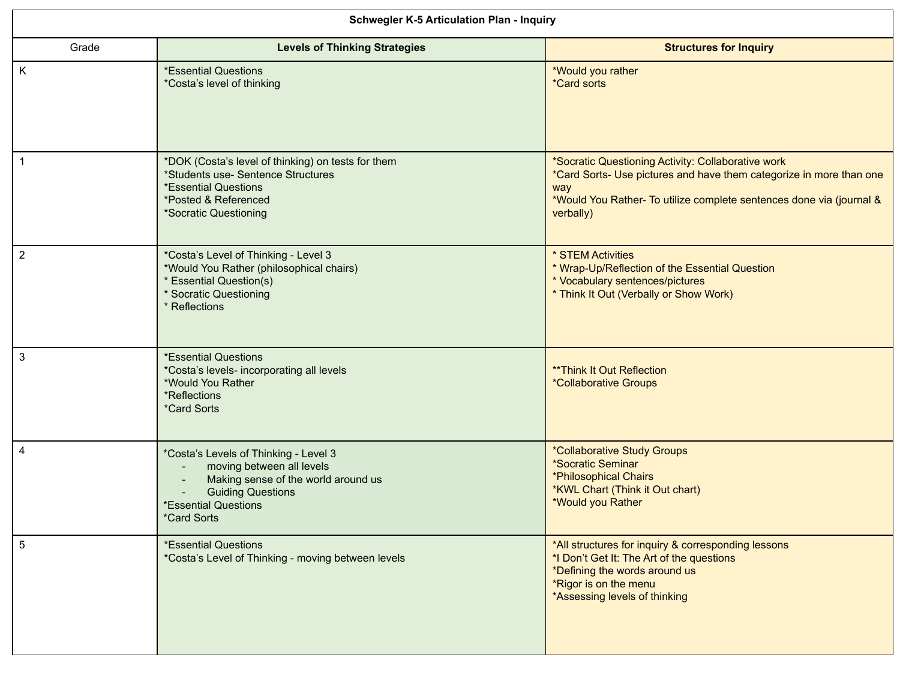| Schwegler K-5 Articulation Plan - Inquiry | | |
|---|---|---|
| Grade | **Levels of Thinking Strategies** | **Structures for Inquiry** |
| K | *Essential Questions<br>*Costa's level of thinking | *Would you rather<br>*Card sorts |
| 1 | *DOK (Costa's level of thinking) on tests for them<br>*Students use- Sentence Structures<br>*Essential Questions<br>*Posted & Referenced<br>*Socratic Questioning | *Socratic Questioning Activity: Collaborative work<br>*Card Sorts- Use pictures and have them categorize in more than one way<br>*Would You Rather- To utilize complete sentences done via (journal & verbally) |
| 2 | *Costa's Level of Thinking - Level 3<br>*Would You Rather (philosophical chairs)<br>* Essential Question(s)<br>* Socratic Questioning<br>* Reflections | * STEM Activities<br>* Wrap-Up/Reflection of the Essential Question<br>* Vocabulary sentences/pictures<br>* Think It Out (Verbally or Show Work) |
| 3 | *Essential Questions<br>*Costa's levels- incorporating all levels<br>*Would You Rather<br>*Reflections<br>*Card Sorts | **Think It Out Reflection<br>*Collaborative Groups |
| 4 | *Costa's Levels of Thinking - Level 3<br>- moving between all levels<br>- Making sense of the world around us<br>- Guiding Questions<br>*Essential Questions<br>*Card Sorts | *Collaborative Study Groups<br>*Socratic Seminar<br>*Philosophical Chairs<br>*KWL Chart (Think it Out chart)<br>*Would you Rather |
| 5 | *Essential Questions<br>*Costa's Level of Thinking - moving between levels | *All structures for inquiry & corresponding lessons<br>*I Don't Get It: The Art of the questions<br>*Defining the words around us<br>*Rigor is on the menu<br>*Assessing levels of thinking |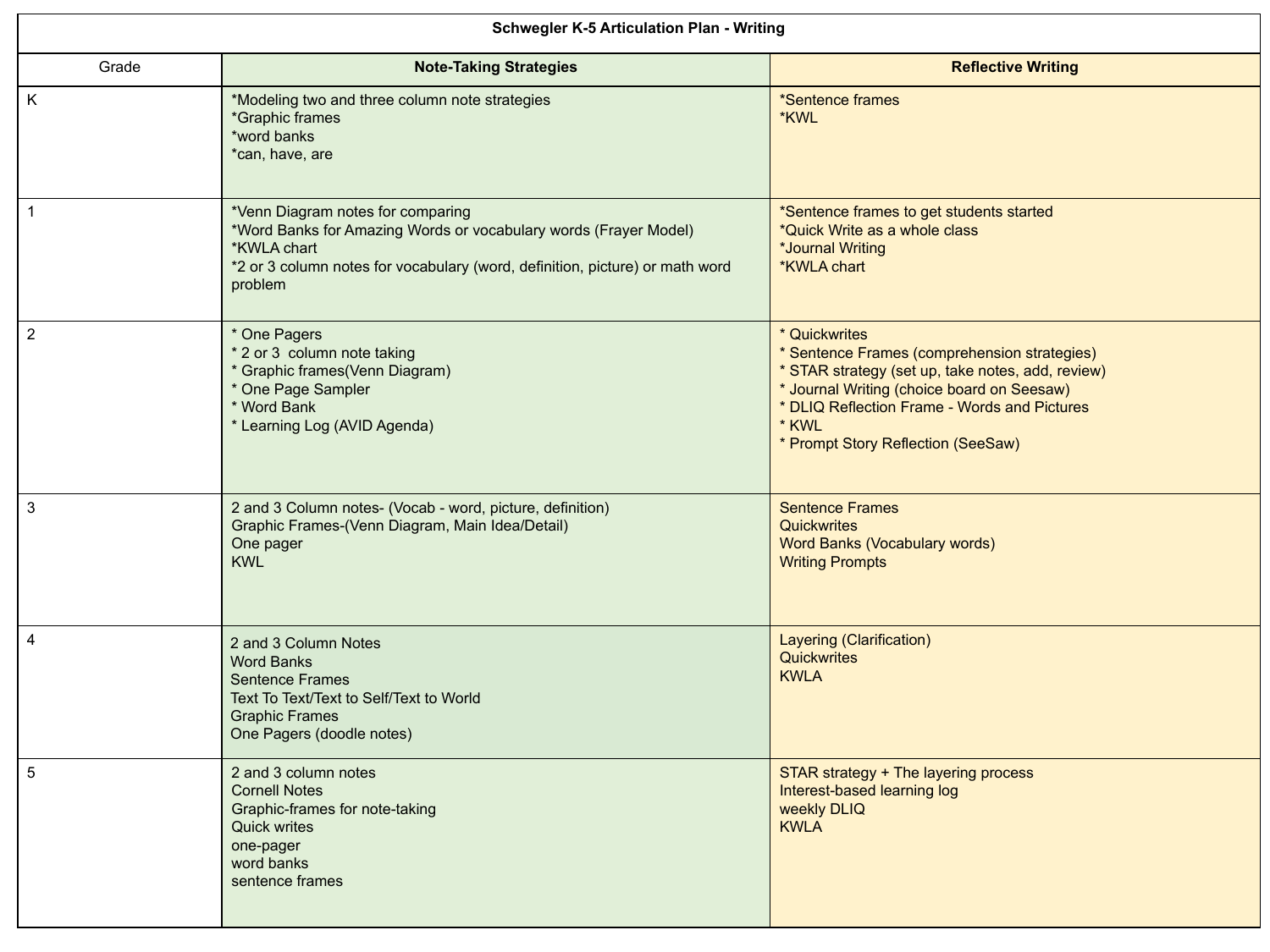| Schwegler K-5 Articulation Plan - Writing | | |
|---|---|---|
| Grade | **Note-Taking Strategies** | **Reflective Writing** |
| K | *Modeling two and three column note strategies<br>*Graphic frames<br>*word banks<br>*can, have, are | *Sentence frames<br>*KWL |
| 1 | *Venn Diagram notes for comparing<br>*Word Banks for Amazing Words or vocabulary words (Frayer Model)<br>*KWLA chart<br>*2 or 3 column notes for vocabulary (word, definition, picture) or math word problem | *Sentence frames to get students started<br>*Quick Write as a whole class<br>*Journal Writing<br>*KWLA chart |
| 2 | * One Pagers<br>* 2 or 3 column note taking<br>* Graphic frames(Venn Diagram)<br>* One Page Sampler<br>* Word Bank<br>* Learning Log (AVID Agenda) | * Quickwrites<br>* Sentence Frames (comprehension strategies)<br>* STAR strategy (set up, take notes, add, review)<br>* Journal Writing (choice board on Seesaw)<br>* DLIQ Reflection Frame - Words and Pictures<br>* KWL<br>* Prompt Story Reflection (SeeSaw) |
| 3 | 2 and 3 Column notes- (Vocab - word, picture, definition)<br>Graphic Frames-(Venn Diagram, Main Idea/Detail)<br>One pager<br>KWL | Sentence Frames<br>Quickwrites<br>Word Banks (Vocabulary words)<br>Writing Prompts |
| 4 | 2 and 3 Column Notes<br>Word Banks<br>Sentence Frames<br>Text To Text/Text to Self/Text to World<br>Graphic Frames<br>One Pagers (doodle notes) | Layering (Clarification)<br>Quickwrites<br>KWLA |
| 5 | 2 and 3 column notes<br>Cornell Notes<br>Graphic-frames for note-taking<br>Quick writes<br>one-pager<br>word banks<br>sentence frames | STAR strategy + The layering process<br>Interest-based learning log<br>weekly DLIQ<br>KWLA |